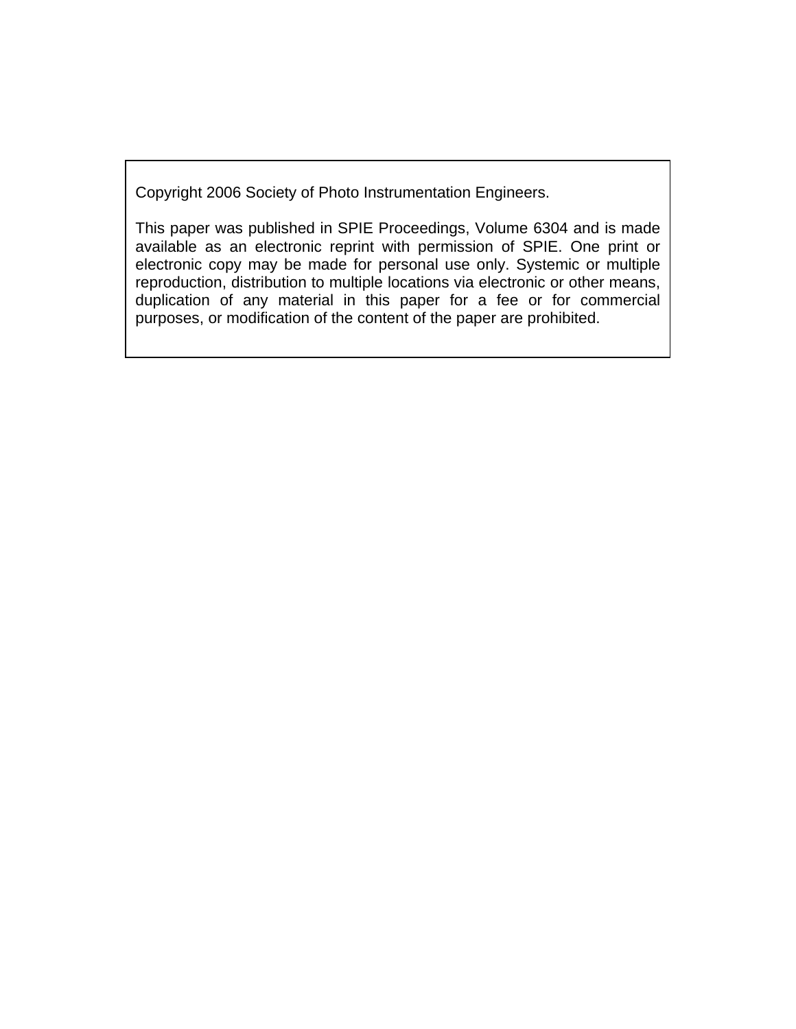Copyright 2006 Society of Photo Instrumentation Engineers.

This paper was published in SPIE Proceedings, Volume 6304 and is made available as an electronic reprint with permission of SPIE. One print or electronic copy may be made for personal use only. Systemic or multiple reproduction, distribution to multiple locations via electronic or other means, duplication of any material in this paper for a fee or for commercial purposes, or modification of the content of the paper are prohibited.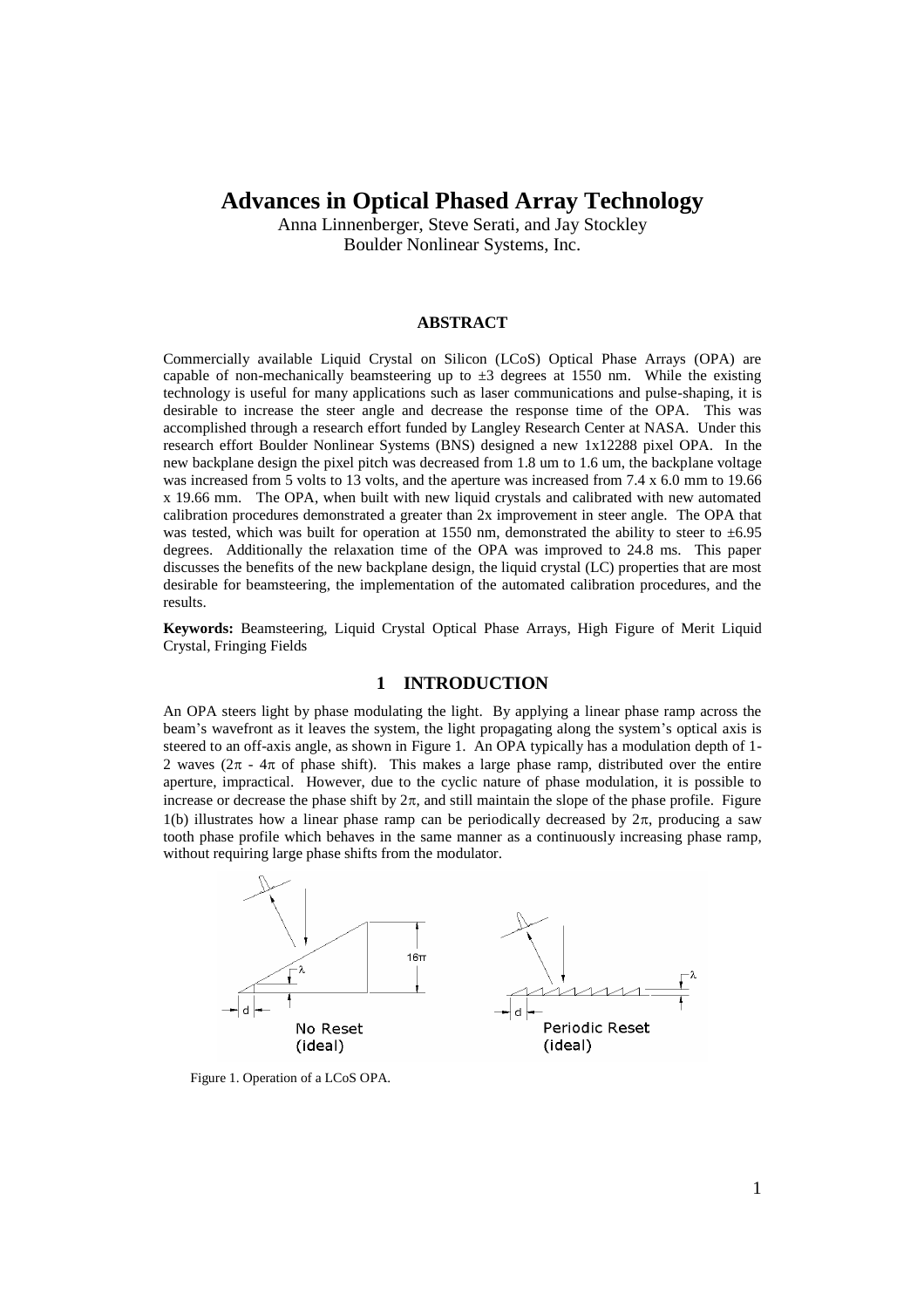# Advances in Optical Phased Array Technology

Anna Linnenberger, Steve Serati, and Jay Stockley
Boulder Nonlinear Systems, Inc.

## ABSTRACT

Commercially available Liquid Crystal on Silicon (LCoS) Optical Phase Arrays (OPA) are capable of non-mechanically beamsteering up to ±3 degrees at 1550 nm. While the existing technology is useful for many applications such as laser communications and pulse-shaping, it is desirable to increase the steer angle and decrease the response time of the OPA. This was accomplished through a research effort funded by Langley Research Center at NASA. Under this research effort Boulder Nonlinear Systems (BNS) designed a new 1x12288 pixel OPA. In the new backplane design the pixel pitch was decreased from 1.8 um to 1.6 um, the backplane voltage was increased from 5 volts to 13 volts, and the aperture was increased from 7.4 x 6.0 mm to 19.66 x 19.66 mm. The OPA, when built with new liquid crystals and calibrated with new automated calibration procedures demonstrated a greater than 2x improvement in steer angle. The OPA that was tested, which was built for operation at 1550 nm, demonstrated the ability to steer to ±6.95 degrees. Additionally the relaxation time of the OPA was improved to 24.8 ms. This paper discusses the benefits of the new backplane design, the liquid crystal (LC) properties that are most desirable for beamsteering, the implementation of the automated calibration procedures, and the results.

**Keywords:** Beamsteering, Liquid Crystal Optical Phase Arrays, High Figure of Merit Liquid Crystal, Fringing Fields

## 1 INTRODUCTION

An OPA steers light by phase modulating the light. By applying a linear phase ramp across the beam's wavefront as it leaves the system, the light propagating along the system's optical axis is steered to an off-axis angle, as shown in Figure 1. An OPA typically has a modulation depth of 1-2 waves ($2\pi$ - $4\pi$ of phase shift). This makes a large phase ramp, distributed over the entire aperture, impractical. However, due to the cyclic nature of phase modulation, it is possible to increase or decrease the phase shift by $2\pi$, and still maintain the slope of the phase profile. Figure 1(b) illustrates how a linear phase ramp can be periodically decreased by $2\pi$, producing a saw tooth phase profile which behaves in the same manner as a continuously increasing phase ramp, without requiring large phase shifts from the modulator.

Figure 1. Operation of a LCoS OPA.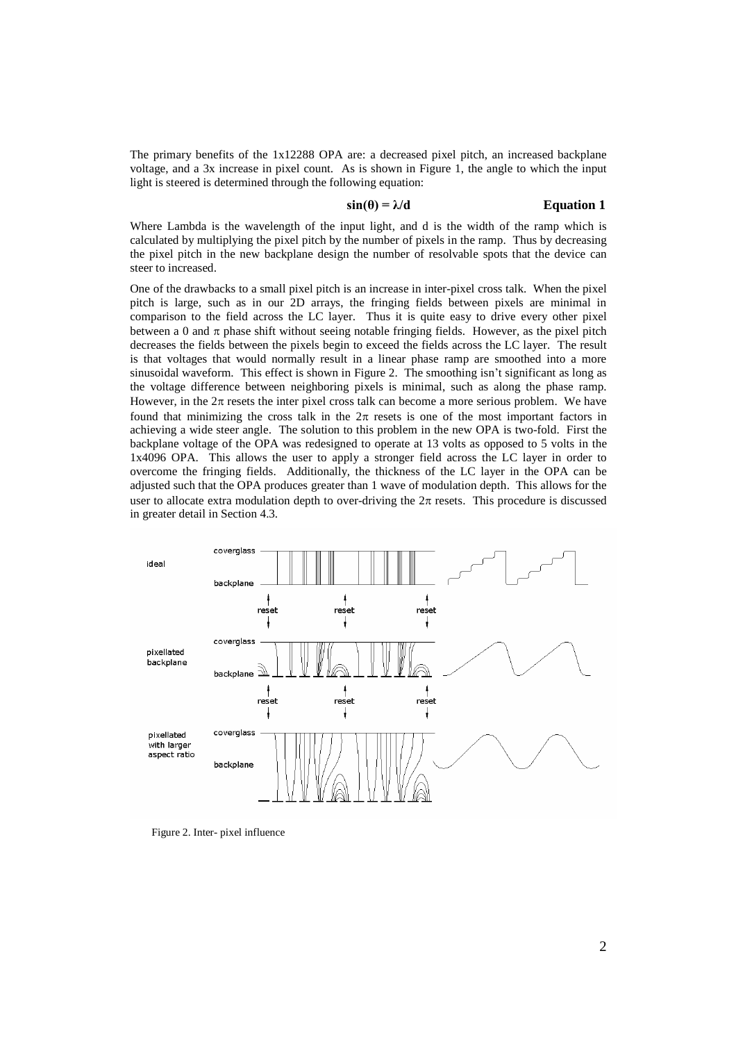The primary benefits of the 1x12288 OPA are: a decreased pixel pitch, an increased backplane voltage, and a 3x increase in pixel count. As is shown in Figure 1, the angle to which the input light is steered is determined through the following equation:

$$\sin(\theta) = \lambda/d \qquad \textbf{Equation 1}$$

Where Lambda is the wavelength of the input light, and d is the width of the ramp which is calculated by multiplying the pixel pitch by the number of pixels in the ramp. Thus by decreasing the pixel pitch in the new backplane design the number of resolvable spots that the device can steer to increased.

One of the drawbacks to a small pixel pitch is an increase in inter-pixel cross talk. When the pixel pitch is large, such as in our 2D arrays, the fringing fields between pixels are minimal in comparison to the field across the LC layer. Thus it is quite easy to drive every other pixel between a 0 and $\pi$ phase shift without seeing notable fringing fields. However, as the pixel pitch decreases the fields between the pixels begin to exceed the fields across the LC layer. The result is that voltages that would normally result in a linear phase ramp are smoothed into a more sinusoidal waveform. This effect is shown in Figure 2. The smoothing isn't significant as long as the voltage difference between neighboring pixels is minimal, such as along the phase ramp. However, in the $2\pi$ resets the inter pixel cross talk can become a more serious problem. We have found that minimizing the cross talk in the $2\pi$ resets is one of the most important factors in achieving a wide steer angle. The solution to this problem in the new OPA is two-fold. First the backplane voltage of the OPA was redesigned to operate at 13 volts as opposed to 5 volts in the 1x4096 OPA. This allows the user to apply a stronger field across the LC layer in order to overcome the fringing fields. Additionally, the thickness of the LC layer in the OPA can be adjusted such that the OPA produces greater than 1 wave of modulation depth. This allows for the user to allocate extra modulation depth to over-driving the $2\pi$ resets. This procedure is discussed in greater detail in Section 4.3.

Figure 2. Inter- pixel influence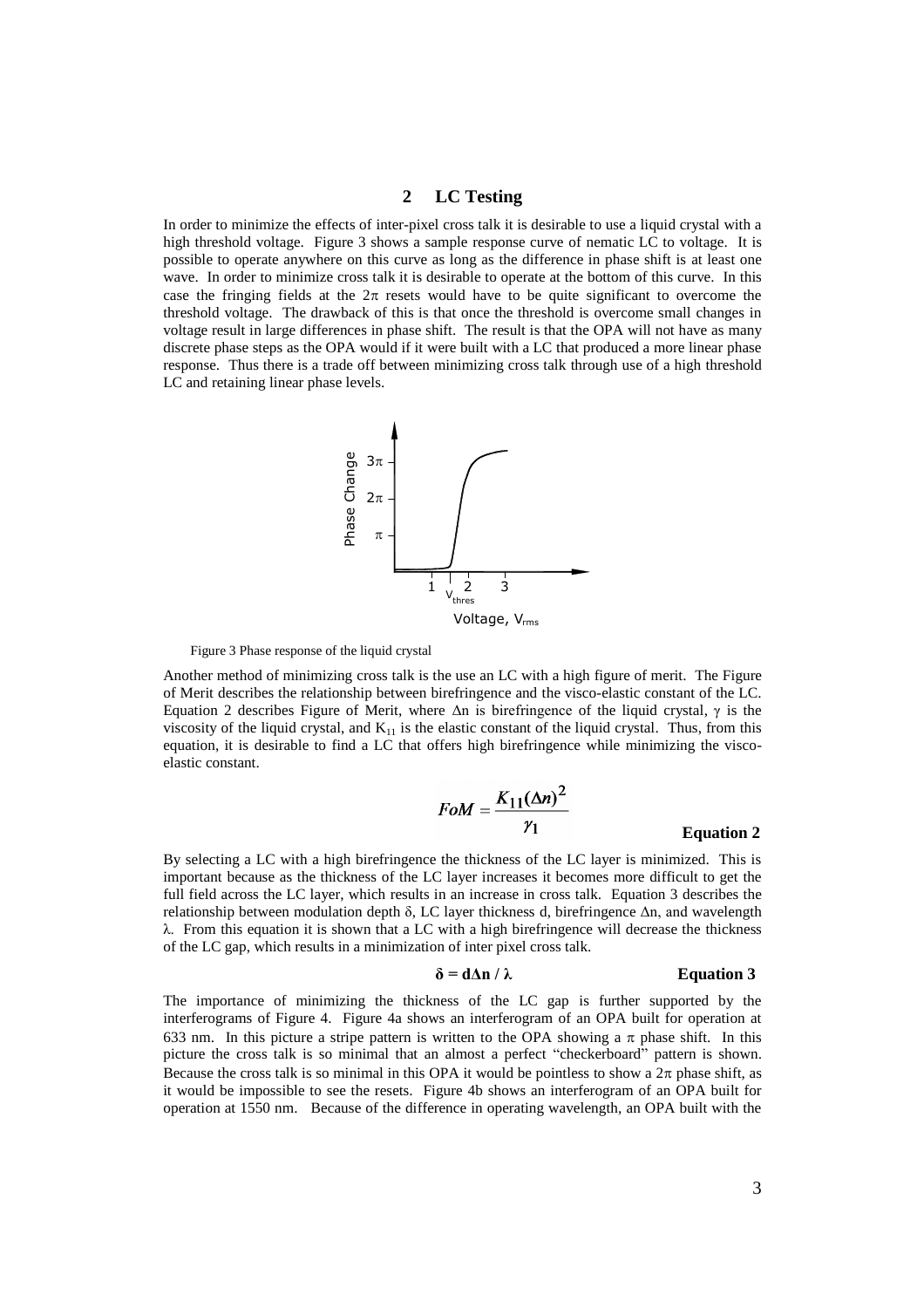## 2 LC Testing

In order to minimize the effects of inter-pixel cross talk it is desirable to use a liquid crystal with a high threshold voltage. Figure 3 shows a sample response curve of nematic LC to voltage. It is possible to operate anywhere on this curve as long as the difference in phase shift is at least one wave. In order to minimize cross talk it is desirable to operate at the bottom of this curve. In this case the fringing fields at the $2\pi$ resets would have to be quite significant to overcome the threshold voltage. The drawback of this is that once the threshold is overcome small changes in voltage result in large differences in phase shift. The result is that the OPA will not have as many discrete phase steps as the OPA would if it were built with a LC that produced a more linear phase response. Thus there is a trade off between minimizing cross talk through use of a high threshold LC and retaining linear phase levels.

Figure 3 Phase response of the liquid crystal

Another method of minimizing cross talk is the use an LC with a high figure of merit. The Figure of Merit describes the relationship between birefringence and the visco-elastic constant of the LC. Equation 2 describes Figure of Merit, where $\Delta n$ is birefringence of the liquid crystal, $\gamma$ is the viscosity of the liquid crystal, and $K_{11}$ is the elastic constant of the liquid crystal. Thus, from this equation, it is desirable to find a LC that offers high birefringence while minimizing the visco-elastic constant.

$$FoM = \frac{K_{11}(\Delta n)^2}{\gamma_1} \qquad \textbf{Equation 2}$$

By selecting a LC with a high birefringence the thickness of the LC layer is minimized. This is important because as the thickness of the LC layer increases it becomes more difficult to get the full field across the LC layer, which results in an increase in cross talk. Equation 3 describes the relationship between modulation depth $\delta$, LC layer thickness d, birefringence $\Delta n$, and wavelength $\lambda$. From this equation it is shown that a LC with a high birefringence will decrease the thickness of the LC gap, which results in a minimization of inter pixel cross talk.

$$\delta = d\Delta n / \lambda \qquad \textbf{Equation 3}$$

The importance of minimizing the thickness of the LC gap is further supported by the interferograms of Figure 4. Figure 4a shows an interferogram of an OPA built for operation at 633 nm. In this picture a stripe pattern is written to the OPA showing a $\pi$ phase shift. In this picture the cross talk is so minimal that an almost a perfect "checkerboard" pattern is shown. Because the cross talk is so minimal in this OPA it would be pointless to show a $2\pi$ phase shift, as it would be impossible to see the resets. Figure 4b shows an interferogram of an OPA built for operation at 1550 nm. Because of the difference in operating wavelength, an OPA built with the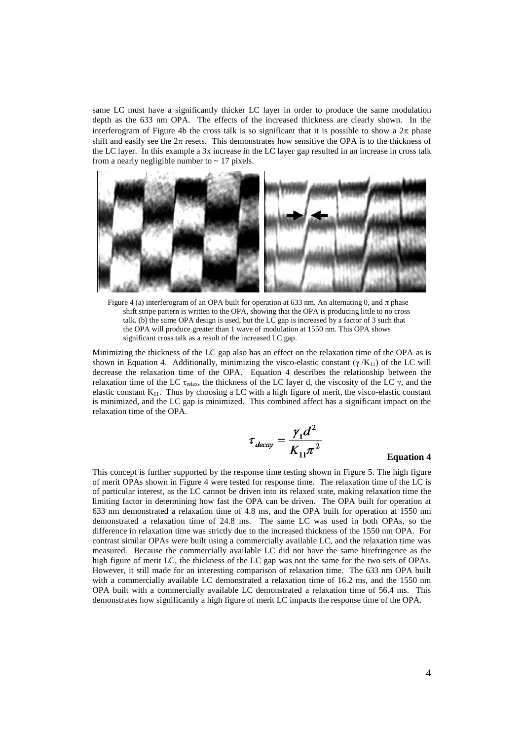same LC must have a significantly thicker LC layer in order to produce the same modulation depth as the 633 nm OPA. The effects of the increased thickness are clearly shown. In the interferogram of Figure 4b the cross talk is so significant that it is possible to show a $2\pi$ phase shift and easily see the $2\pi$ resets. This demonstrates how sensitive the OPA is to the thickness of the LC layer. In this example a 3x increase in the LC layer gap resulted in an increase in cross talk from a nearly negligible number to ~ 17 pixels.

Figure 4 (a) interferogram of an OPA built for operation at 633 nm. An alternating 0, and $\pi$ phase shift stripe pattern is written to the OPA, showing that the OPA is producing little to no cross talk. (b) the same OPA design is used, but the LC gap is increased by a factor of 3 such that the OPA will produce greater than 1 wave of modulation at 1550 nm. This OPA shows significant cross talk as a result of the increased LC gap.

Minimizing the thickness of the LC gap also has an effect on the relaxation time of the OPA as is shown in Equation 4. Additionally, minimizing the visco-elastic constant ($\gamma / K_{11}$) of the LC will decrease the relaxation time of the OPA. Equation 4 describes the relationship between the relaxation time of the LC $\tau_{relax}$, the thickness of the LC layer d, the viscosity of the LC $\gamma$, and the elastic constant $K_{11}$. Thus by choosing a LC with a high figure of merit, the visco-elastic constant is minimized, and the LC gap is minimized. This combined affect has a significant impact on the relaxation time of the OPA.

$$\tau_{decay} = \frac{\gamma_1 d^2}{K_{11} \pi^2}$$

**Equation 4**

This concept is further supported by the response time testing shown in Figure 5. The high figure of merit OPAs shown in Figure 4 were tested for response time. The relaxation time of the LC is of particular interest, as the LC cannot be driven into its relaxed state, making relaxation time the limiting factor in determining how fast the OPA can be driven. The OPA built for operation at 633 nm demonstrated a relaxation time of 4.8 ms, and the OPA built for operation at 1550 nm demonstrated a relaxation time of 24.8 ms. The same LC was used in both OPAs, so the difference in relaxation time was strictly due to the increased thickness of the 1550 nm OPA. For contrast similar OPAs were built using a commercially available LC, and the relaxation time was measured. Because the commercially available LC did not have the same birefringence as the high figure of merit LC, the thickness of the LC gap was not the same for the two sets of OPAs. However, it still made for an interesting comparison of relaxation time. The 633 nm OPA built with a commercially available LC demonstrated a relaxation time of 16.2 ms, and the 1550 nm OPA built with a commercially available LC demonstrated a relaxation time of 56.4 ms. This demonstrates how significantly a high figure of merit LC impacts the response time of the OPA.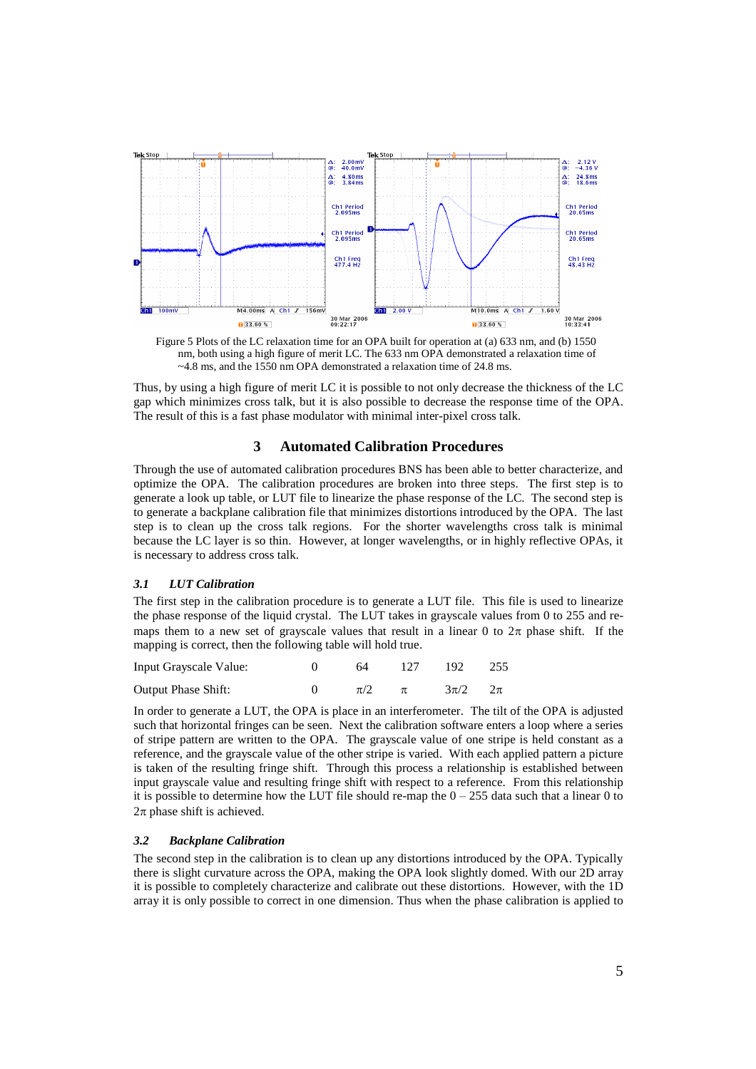Figure 5 Plots of the LC relaxation time for an OPA built for operation at (a) 633 nm, and (b) 1550 nm, both using a high figure of merit LC. The 633 nm OPA demonstrated a relaxation time of ~4.8 ms, and the 1550 nm OPA demonstrated a relaxation time of 24.8 ms.

Thus, by using a high figure of merit LC it is possible to not only decrease the thickness of the LC gap which minimizes cross talk, but it is also possible to decrease the response time of the OPA. The result of this is a fast phase modulator with minimal inter-pixel cross talk.

## 3 Automated Calibration Procedures

Through the use of automated calibration procedures BNS has been able to better characterize, and optimize the OPA. The calibration procedures are broken into three steps. The first step is to generate a look up table, or LUT file to linearize the phase response of the LC. The second step is to generate a backplane calibration file that minimizes distortions introduced by the OPA. The last step is to clean up the cross talk regions. For the shorter wavelengths cross talk is minimal because the LC layer is so thin. However, at longer wavelengths, or in highly reflective OPAs, it is necessary to address cross talk.

### *3.1 LUT Calibration*

The first step in the calibration procedure is to generate a LUT file. This file is used to linearize the phase response of the liquid crystal. The LUT takes in grayscale values from 0 to 255 and re-maps them to a new set of grayscale values that result in a linear 0 to $2\pi$ phase shift. If the mapping is correct, then the following table will hold true.

| Input Grayscale Value: | 0 | 64 | 127 | 192 | 255 |
|---|---|---|---|---|---|
| Output Phase Shift: | 0 | $\pi/2$ | $\pi$ | $3\pi/2$ | $2\pi$ |

In order to generate a LUT, the OPA is place in an interferometer. The tilt of the OPA is adjusted such that horizontal fringes can be seen. Next the calibration software enters a loop where a series of stripe pattern are written to the OPA. The grayscale value of one stripe is held constant as a reference, and the grayscale value of the other stripe is varied. With each applied pattern a picture is taken of the resulting fringe shift. Through this process a relationship is established between input grayscale value and resulting fringe shift with respect to a reference. From this relationship it is possible to determine how the LUT file should re-map the 0 – 255 data such that a linear 0 to $2\pi$ phase shift is achieved.

### *3.2 Backplane Calibration*

The second step in the calibration is to clean up any distortions introduced by the OPA. Typically there is slight curvature across the OPA, making the OPA look slightly domed. With our 2D array it is possible to completely characterize and calibrate out these distortions. However, with the 1D array it is only possible to correct in one dimension. Thus when the phase calibration is applied to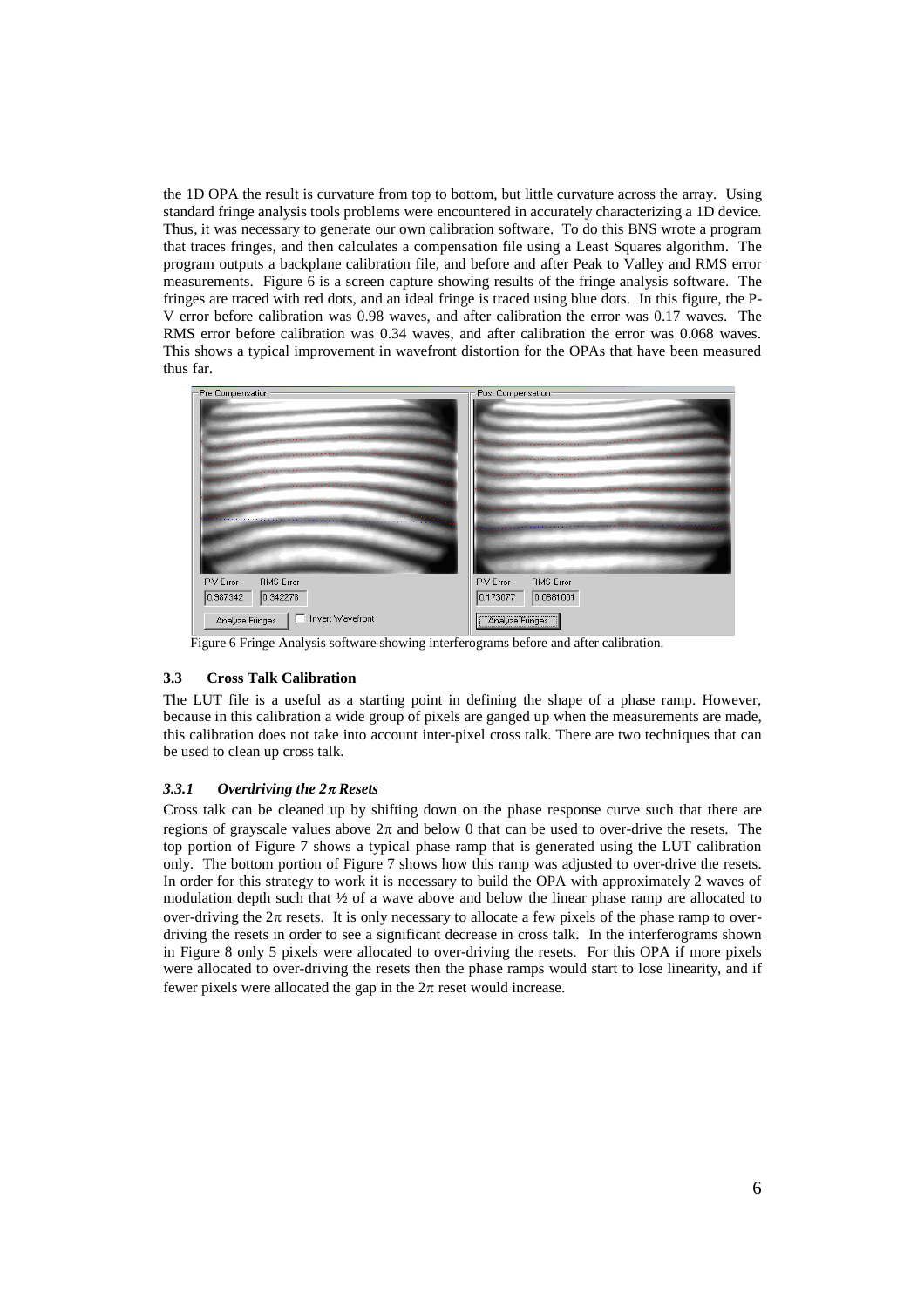the 1D OPA the result is curvature from top to bottom, but little curvature across the array. Using standard fringe analysis tools problems were encountered in accurately characterizing a 1D device. Thus, it was necessary to generate our own calibration software. To do this BNS wrote a program that traces fringes, and then calculates a compensation file using a Least Squares algorithm. The program outputs a backplane calibration file, and before and after Peak to Valley and RMS error measurements. Figure 6 is a screen capture showing results of the fringe analysis software. The fringes are traced with red dots, and an ideal fringe is traced using blue dots. In this figure, the P-V error before calibration was 0.98 waves, and after calibration the error was 0.17 waves. The RMS error before calibration was 0.34 waves, and after calibration the error was 0.068 waves. This shows a typical improvement in wavefront distortion for the OPAs that have been measured thus far.

Figure 6 Fringe Analysis software showing interferograms before and after calibration.

### 3.3 Cross Talk Calibration

The LUT file is a useful as a starting point in defining the shape of a phase ramp. However, because in this calibration a wide group of pixels are ganged up when the measurements are made, this calibration does not take into account inter-pixel cross talk. There are two techniques that can be used to clean up cross talk.

#### *3.3.1 Overdriving the $2\pi$ Resets*

Cross talk can be cleaned up by shifting down on the phase response curve such that there are regions of grayscale values above $2\pi$ and below 0 that can be used to over-drive the resets. The top portion of Figure 7 shows a typical phase ramp that is generated using the LUT calibration only. The bottom portion of Figure 7 shows how this ramp was adjusted to over-drive the resets. In order for this strategy to work it is necessary to build the OPA with approximately 2 waves of modulation depth such that ½ of a wave above and below the linear phase ramp are allocated to over-driving the $2\pi$ resets. It is only necessary to allocate a few pixels of the phase ramp to over-driving the resets in order to see a significant decrease in cross talk. In the interferograms shown in Figure 8 only 5 pixels were allocated to over-driving the resets. For this OPA if more pixels were allocated to over-driving the resets then the phase ramps would start to lose linearity, and if fewer pixels were allocated the gap in the $2\pi$ reset would increase.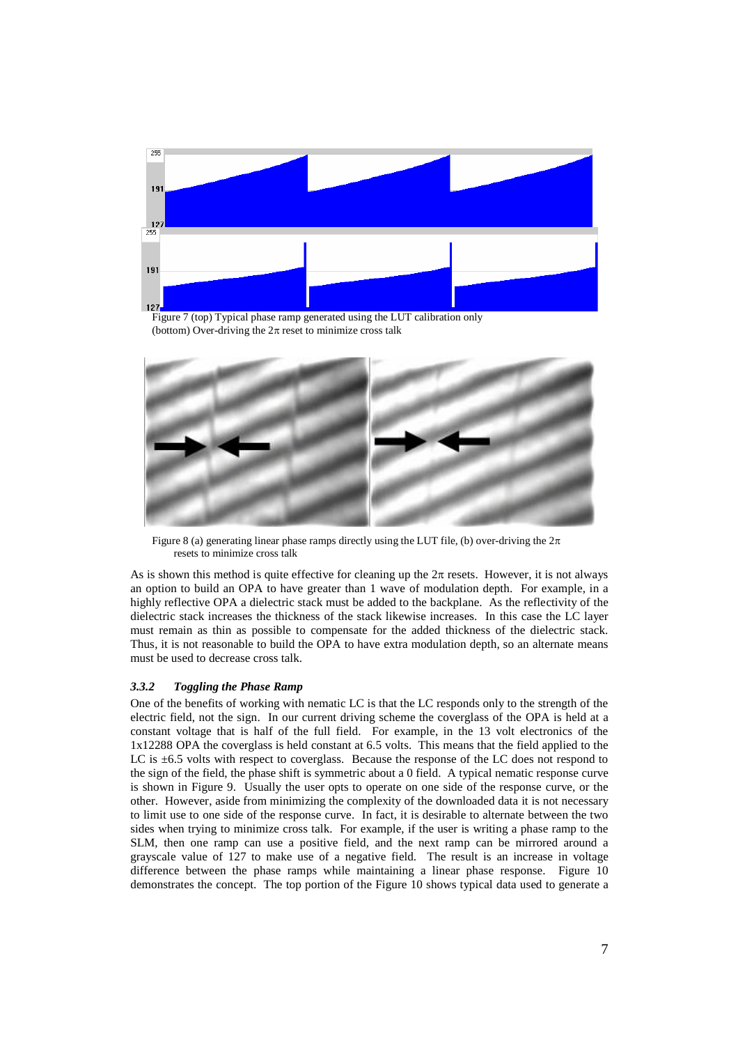Figure 7 (top) Typical phase ramp generated using the LUT calibration only (bottom) Over-driving the $2\pi$ reset to minimize cross talk

Figure 8 (a) generating linear phase ramps directly using the LUT file, (b) over-driving the $2\pi$ resets to minimize cross talk

As is shown this method is quite effective for cleaning up the $2\pi$ resets. However, it is not always an option to build an OPA to have greater than 1 wave of modulation depth. For example, in a highly reflective OPA a dielectric stack must be added to the backplane. As the reflectivity of the dielectric stack increases the thickness of the stack likewise increases. In this case the LC layer must remain as thin as possible to compensate for the added thickness of the dielectric stack. Thus, it is not reasonable to build the OPA to have extra modulation depth, so an alternate means must be used to decrease cross talk.

### *3.3.2 Toggling the Phase Ramp*

One of the benefits of working with nematic LC is that the LC responds only to the strength of the electric field, not the sign. In our current driving scheme the coverglass of the OPA is held at a constant voltage that is half of the full field. For example, in the 13 volt electronics of the 1x12288 OPA the coverglass is held constant at 6.5 volts. This means that the field applied to the LC is ±6.5 volts with respect to coverglass. Because the response of the LC does not respond to the sign of the field, the phase shift is symmetric about a 0 field. A typical nematic response curve is shown in Figure 9. Usually the user opts to operate on one side of the response curve, or the other. However, aside from minimizing the complexity of the downloaded data it is not necessary to limit use to one side of the response curve. In fact, it is desirable to alternate between the two sides when trying to minimize cross talk. For example, if the user is writing a phase ramp to the SLM, then one ramp can use a positive field, and the next ramp can be mirrored around a grayscale value of 127 to make use of a negative field. The result is an increase in voltage difference between the phase ramps while maintaining a linear phase response. Figure 10 demonstrates the concept. The top portion of the Figure 10 shows typical data used to generate a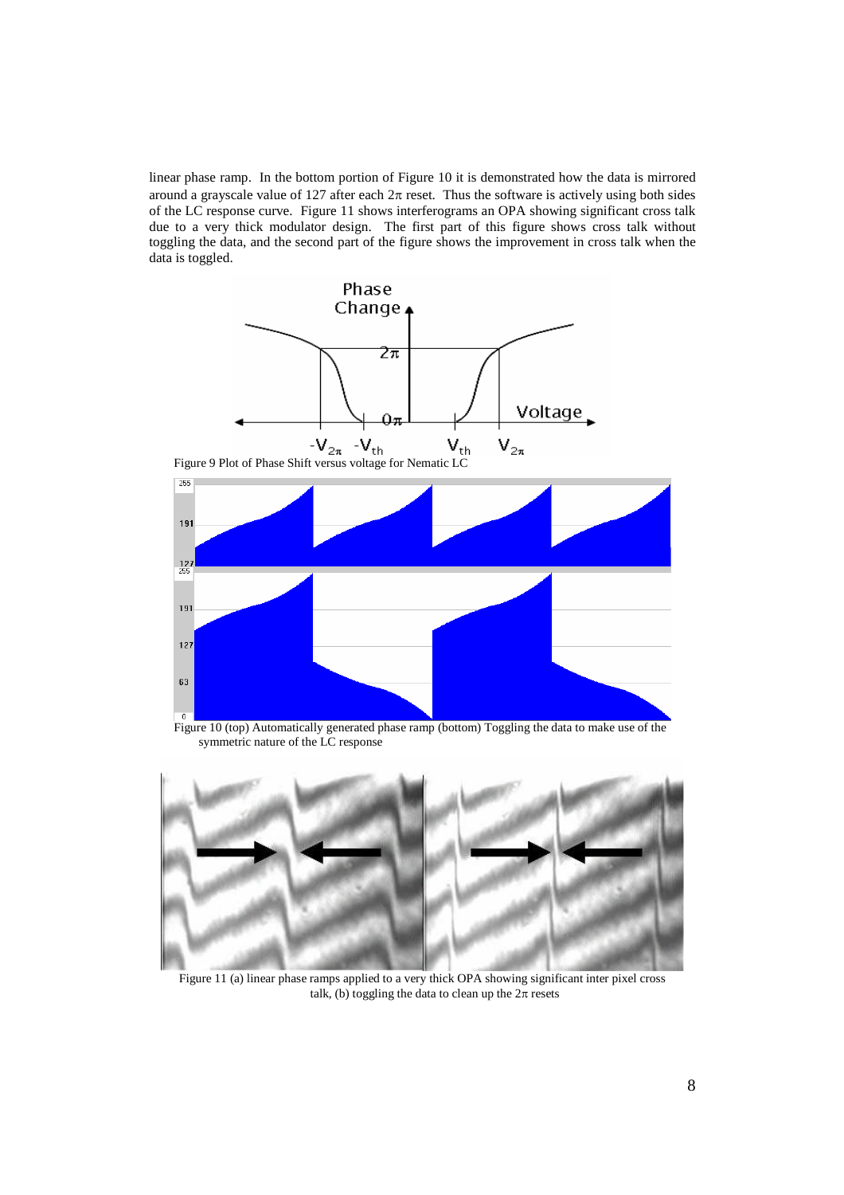linear phase ramp. In the bottom portion of Figure 10 it is demonstrated how the data is mirrored around a grayscale value of 127 after each $2\pi$ reset. Thus the software is actively using both sides of the LC response curve. Figure 11 shows interferograms an OPA showing significant cross talk due to a very thick modulator design. The first part of this figure shows cross talk without toggling the data, and the second part of the figure shows the improvement in cross talk when the data is toggled.

Figure 9 Plot of Phase Shift versus voltage for Nematic LC

Figure 10 (top) Automatically generated phase ramp (bottom) Toggling the data to make use of the symmetric nature of the LC response

Figure 11 (a) linear phase ramps applied to a very thick OPA showing significant inter pixel cross talk, (b) toggling the data to clean up the $2\pi$ resets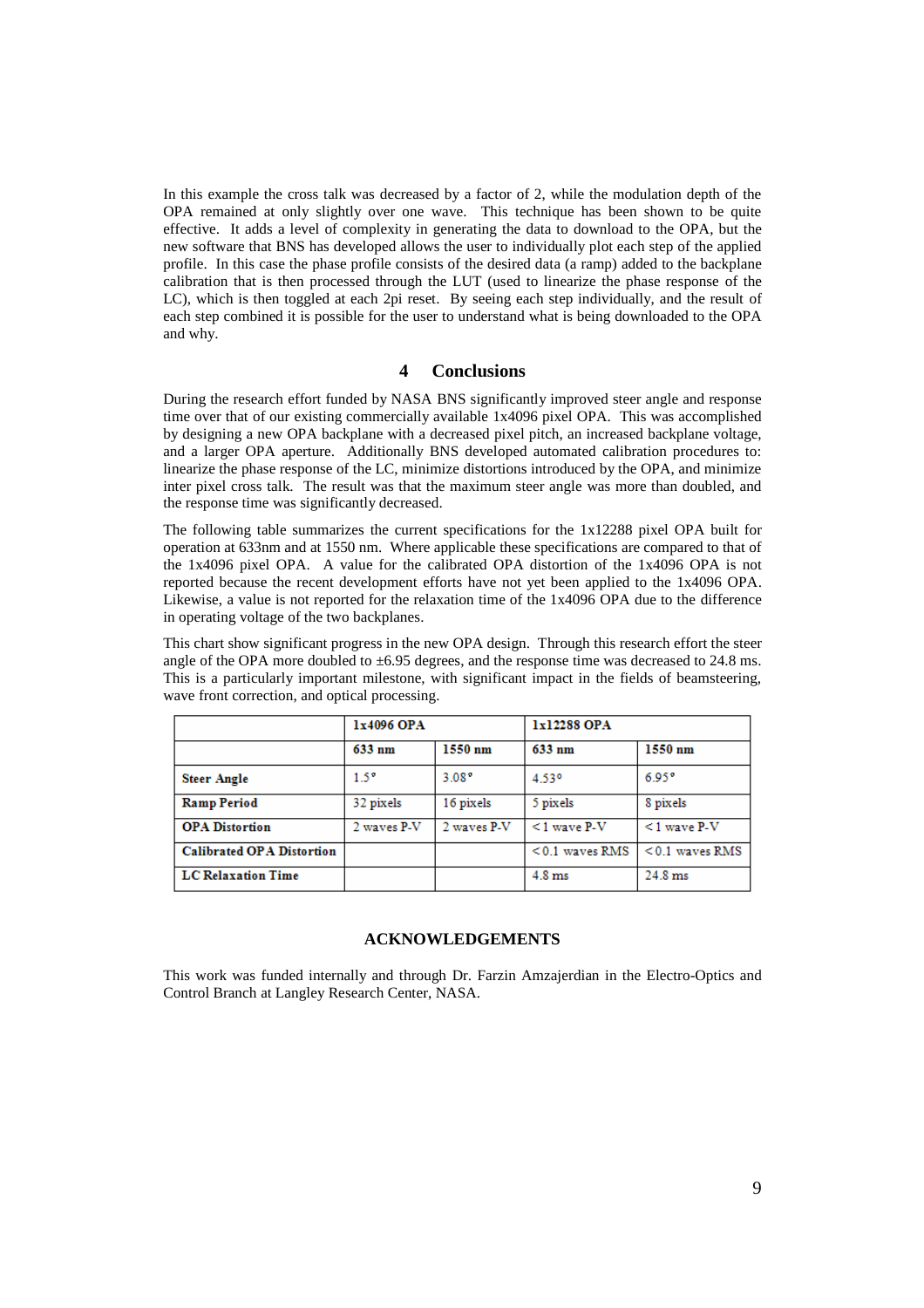In this example the cross talk was decreased by a factor of 2, while the modulation depth of the OPA remained at only slightly over one wave. This technique has been shown to be quite effective. It adds a level of complexity in generating the data to download to the OPA, but the new software that BNS has developed allows the user to individually plot each step of the applied profile. In this case the phase profile consists of the desired data (a ramp) added to the backplane calibration that is then processed through the LUT (used to linearize the phase response of the LC), which is then toggled at each 2pi reset. By seeing each step individually, and the result of each step combined it is possible for the user to understand what is being downloaded to the OPA and why.

## 4 Conclusions

During the research effort funded by NASA BNS significantly improved steer angle and response time over that of our existing commercially available 1x4096 pixel OPA. This was accomplished by designing a new OPA backplane with a decreased pixel pitch, an increased backplane voltage, and a larger OPA aperture. Additionally BNS developed automated calibration procedures to: linearize the phase response of the LC, minimize distortions introduced by the OPA, and minimize inter pixel cross talk. The result was that the maximum steer angle was more than doubled, and the response time was significantly decreased.

The following table summarizes the current specifications for the 1x12288 pixel OPA built for operation at 633nm and at 1550 nm. Where applicable these specifications are compared to that of the 1x4096 pixel OPA. A value for the calibrated OPA distortion of the 1x4096 OPA is not reported because the recent development efforts have not yet been applied to the 1x4096 OPA. Likewise, a value is not reported for the relaxation time of the 1x4096 OPA due to the difference in operating voltage of the two backplanes.

This chart show significant progress in the new OPA design. Through this research effort the steer angle of the OPA more doubled to ±6.95 degrees, and the response time was decreased to 24.8 ms. This is a particularly important milestone, with significant impact in the fields of beamsteering, wave front correction, and optical processing.

| | 1x4096 OPA | | 1x12288 OPA | |
|---|---|---|---|---|
| | 633 nm | 1550 nm | 633 nm | 1550 nm |
| **Steer Angle** | 1.5° | 3.08° | 4.53° | 6.95° |
| **Ramp Period** | 32 pixels | 16 pixels | 5 pixels | 8 pixels |
| **OPA Distortion** | 2 waves P-V | 2 waves P-V | <1 wave P-V | <1 wave P-V |
| **Calibrated OPA Distortion** | | | <0.1 waves RMS | <0.1 waves RMS |
| **LC Relaxation Time** | | | 4.8 ms | 24.8 ms |

### ACKNOWLEDGEMENTS

This work was funded internally and through Dr. Farzin Amzajerdian in the Electro-Optics and Control Branch at Langley Research Center, NASA.